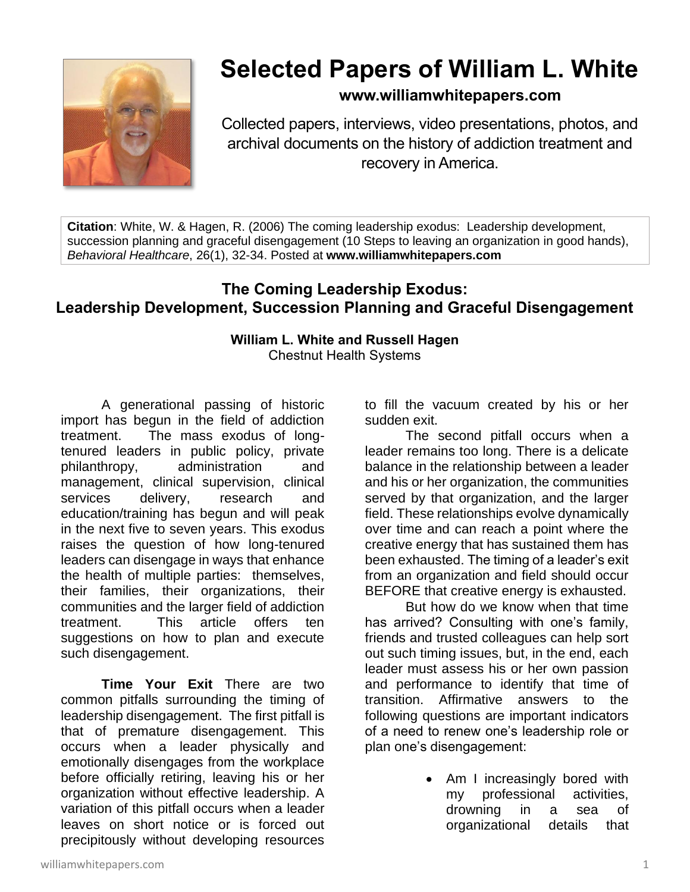# Selected Papers of William L. White

**www.williamwhitepapers.com**

Collected papers, interviews, video presentations, photos, and archival documents on the history of addiction treatment and recovery in America.

**Citation**: White, W. & Hagen, R. (2006) The coming leadership exodus: Leadership development, succession planning and graceful disengagement (10 Steps to leaving an organization in good hands), *Behavioral Healthcare*, 26(1), 32-34. Posted at **www.williamwhitepapers.com**

## The Coming Leadership Exodus: Leadership Development, Succession Planning and Graceful Disengagement

**William L. White and Russell Hagen**
Chestnut Health Systems

A generational passing of historic import has begun in the field of addiction treatment. The mass exodus of long-tenured leaders in public policy, private philanthropy, administration and management, clinical supervision, clinical services delivery, research and education/training has begun and will peak in the next five to seven years. This exodus raises the question of how long-tenured leaders can disengage in ways that enhance the health of multiple parties: themselves, their families, their organizations, their communities and the larger field of addiction treatment. This article offers ten suggestions on how to plan and execute such disengagement.

**Time Your Exit** There are two common pitfalls surrounding the timing of leadership disengagement. The first pitfall is that of premature disengagement. This occurs when a leader physically and emotionally disengages from the workplace before officially retiring, leaving his or her organization without effective leadership. A variation of this pitfall occurs when a leader leaves on short notice or is forced out precipitously without developing resources to fill the vacuum created by his or her sudden exit.

The second pitfall occurs when a leader remains too long. There is a delicate balance in the relationship between a leader and his or her organization, the communities served by that organization, and the larger field. These relationships evolve dynamically over time and can reach a point where the creative energy that has sustained them has been exhausted. The timing of a leader's exit from an organization and field should occur BEFORE that creative energy is exhausted.

But how do we know when that time has arrived? Consulting with one's family, friends and trusted colleagues can help sort out such timing issues, but, in the end, each leader must assess his or her own passion and performance to identify that time of transition. Affirmative answers to the following questions are important indicators of a need to renew one's leadership role or plan one's disengagement:

- Am I increasingly bored with my professional activities, drowning in a sea of organizational details that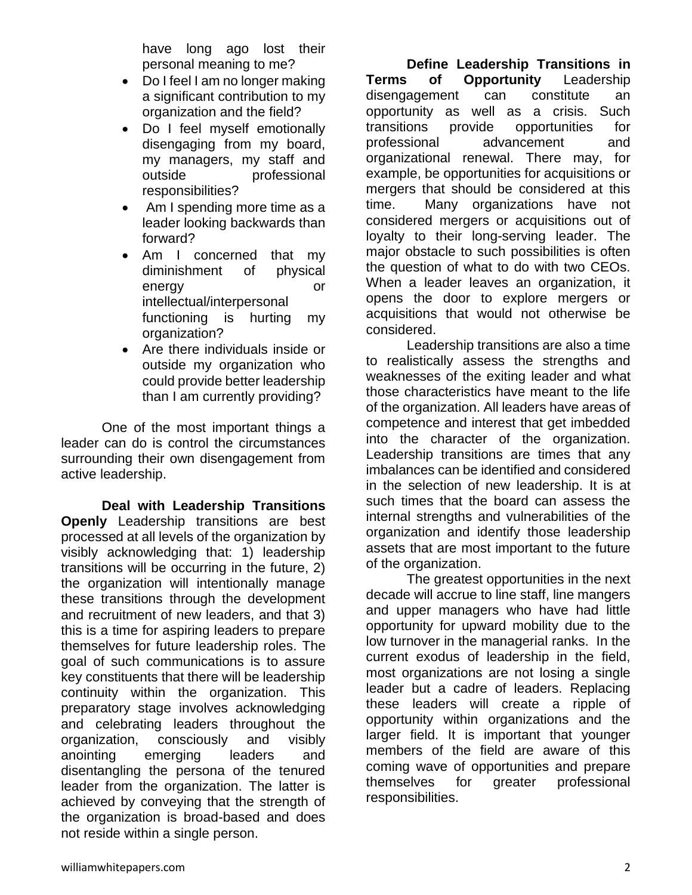have long ago lost their personal meaning to me?

- Do I feel I am no longer making a significant contribution to my organization and the field?
- Do I feel myself emotionally disengaging from my board, my managers, my staff and outside professional responsibilities?
- Am I spending more time as a leader looking backwards than forward?
- Am I concerned that my diminishment of physical energy or intellectual/interpersonal functioning is hurting my organization?
- Are there individuals inside or outside my organization who could provide better leadership than I am currently providing?

One of the most important things a leader can do is control the circumstances surrounding their own disengagement from active leadership.

**Deal with Leadership Transitions Openly** Leadership transitions are best processed at all levels of the organization by visibly acknowledging that: 1) leadership transitions will be occurring in the future, 2) the organization will intentionally manage these transitions through the development and recruitment of new leaders, and that 3) this is a time for aspiring leaders to prepare themselves for future leadership roles. The goal of such communications is to assure key constituents that there will be leadership continuity within the organization. This preparatory stage involves acknowledging and celebrating leaders throughout the organization, consciously and visibly anointing emerging leaders and disentangling the persona of the tenured leader from the organization. The latter is achieved by conveying that the strength of the organization is broad-based and does not reside within a single person.

**Define Leadership Transitions in Terms of Opportunity** Leadership disengagement can constitute an opportunity as well as a crisis. Such transitions provide opportunities for professional advancement and organizational renewal. There may, for example, be opportunities for acquisitions or mergers that should be considered at this time. Many organizations have not considered mergers or acquisitions out of loyalty to their long-serving leader. The major obstacle to such possibilities is often the question of what to do with two CEOs. When a leader leaves an organization, it opens the door to explore mergers or acquisitions that would not otherwise be considered.

Leadership transitions are also a time to realistically assess the strengths and weaknesses of the exiting leader and what those characteristics have meant to the life of the organization. All leaders have areas of competence and interest that get imbedded into the character of the organization. Leadership transitions are times that any imbalances can be identified and considered in the selection of new leadership. It is at such times that the board can assess the internal strengths and vulnerabilities of the organization and identify those leadership assets that are most important to the future of the organization.

The greatest opportunities in the next decade will accrue to line staff, line mangers and upper managers who have had little opportunity for upward mobility due to the low turnover in the managerial ranks. In the current exodus of leadership in the field, most organizations are not losing a single leader but a cadre of leaders. Replacing these leaders will create a ripple of opportunity within organizations and the larger field. It is important that younger members of the field are aware of this coming wave of opportunities and prepare themselves for greater professional responsibilities.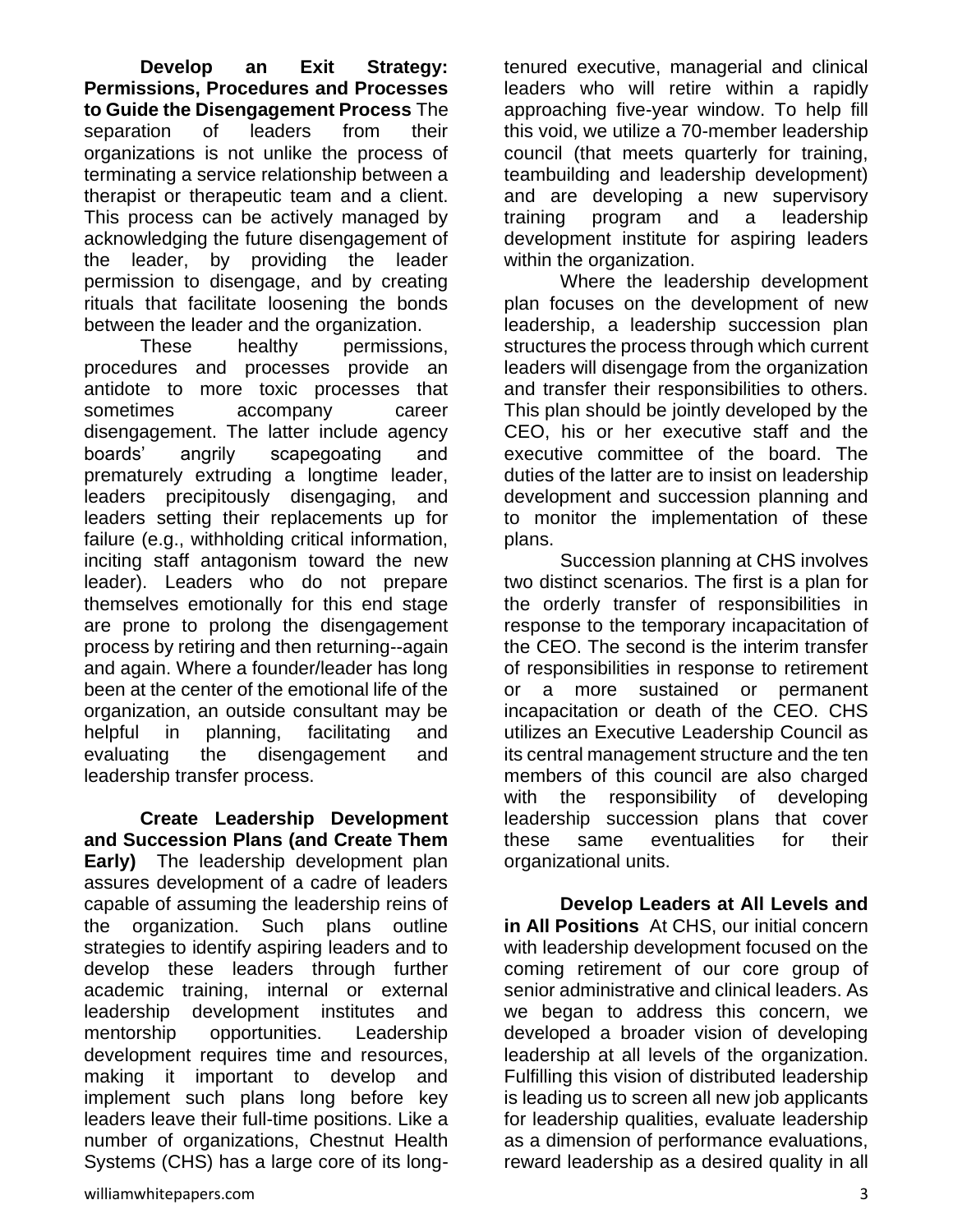**Develop an Exit Strategy: Permissions, Procedures and Processes to Guide the Disengagement Process** The separation of leaders from their organizations is not unlike the process of terminating a service relationship between a therapist or therapeutic team and a client. This process can be actively managed by acknowledging the future disengagement of the leader, by providing the leader permission to disengage, and by creating rituals that facilitate loosening the bonds between the leader and the organization.

These healthy permissions, procedures and processes provide an antidote to more toxic processes that sometimes accompany career disengagement. The latter include agency boards' angrily scapegoating and prematurely extruding a longtime leader, leaders precipitously disengaging, and leaders setting their replacements up for failure (e.g., withholding critical information, inciting staff antagonism toward the new leader). Leaders who do not prepare themselves emotionally for this end stage are prone to prolong the disengagement process by retiring and then returning--again and again. Where a founder/leader has long been at the center of the emotional life of the organization, an outside consultant may be helpful in planning, facilitating and evaluating the disengagement and leadership transfer process.

**Create Leadership Development and Succession Plans (and Create Them Early)** The leadership development plan assures development of a cadre of leaders capable of assuming the leadership reins of the organization. Such plans outline strategies to identify aspiring leaders and to develop these leaders through further academic training, internal or external leadership development institutes and mentorship opportunities. Leadership development requires time and resources, making it important to develop and implement such plans long before key leaders leave their full-time positions. Like a number of organizations, Chestnut Health Systems (CHS) has a large core of its long-tenured executive, managerial and clinical leaders who will retire within a rapidly approaching five-year window. To help fill this void, we utilize a 70-member leadership council (that meets quarterly for training, teambuilding and leadership development) and are developing a new supervisory training program and a leadership development institute for aspiring leaders within the organization.

Where the leadership development plan focuses on the development of new leadership, a leadership succession plan structures the process through which current leaders will disengage from the organization and transfer their responsibilities to others. This plan should be jointly developed by the CEO, his or her executive staff and the executive committee of the board. The duties of the latter are to insist on leadership development and succession planning and to monitor the implementation of these plans.

Succession planning at CHS involves two distinct scenarios. The first is a plan for the orderly transfer of responsibilities in response to the temporary incapacitation of the CEO. The second is the interim transfer of responsibilities in response to retirement or a more sustained or permanent incapacitation or death of the CEO. CHS utilizes an Executive Leadership Council as its central management structure and the ten members of this council are also charged with the responsibility of developing leadership succession plans that cover these same eventualities for their organizational units.

**Develop Leaders at All Levels and in All Positions** At CHS, our initial concern with leadership development focused on the coming retirement of our core group of senior administrative and clinical leaders. As we began to address this concern, we developed a broader vision of developing leadership at all levels of the organization. Fulfilling this vision of distributed leadership is leading us to screen all new job applicants for leadership qualities, evaluate leadership as a dimension of performance evaluations, reward leadership as a desired quality in all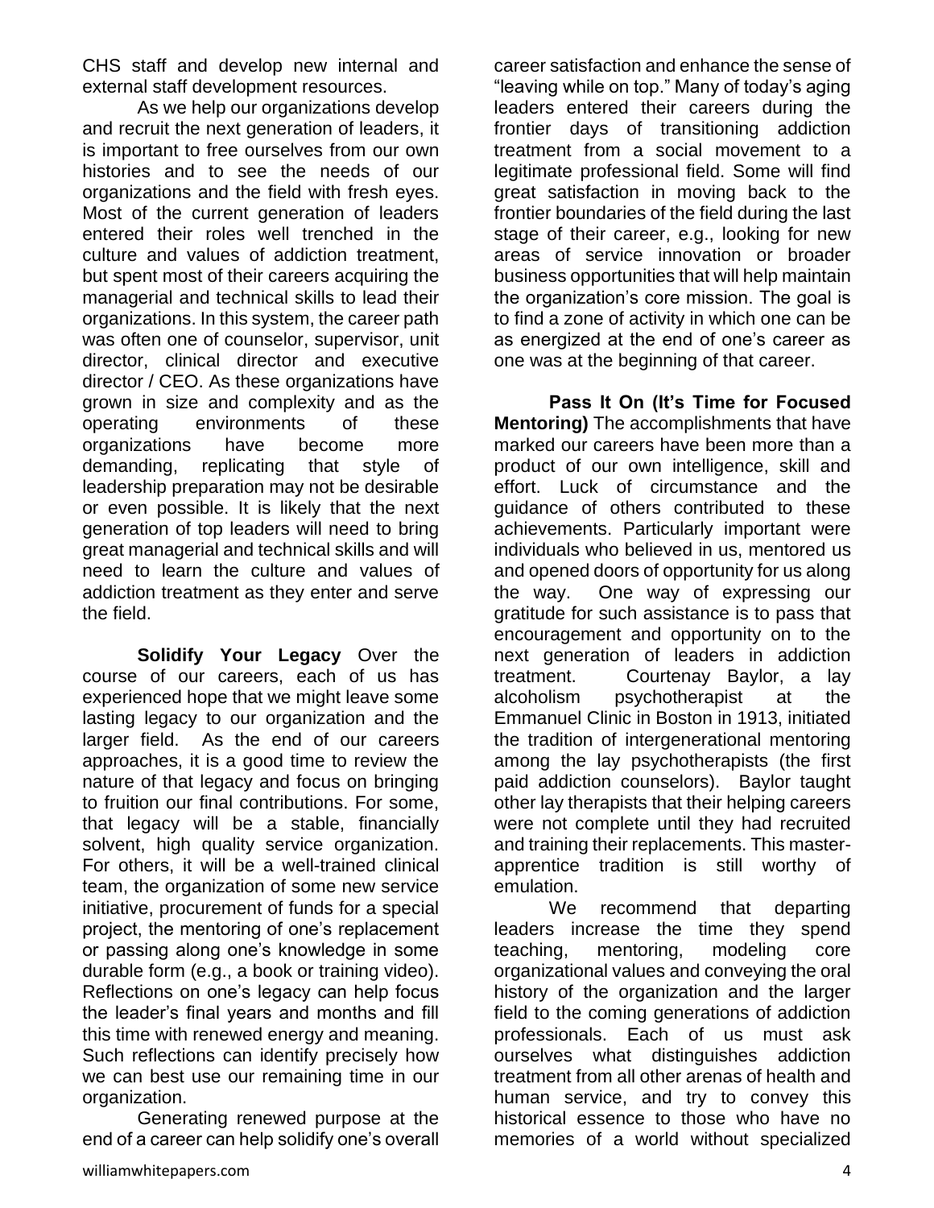CHS staff and develop new internal and external staff development resources.

As we help our organizations develop and recruit the next generation of leaders, it is important to free ourselves from our own histories and to see the needs of our organizations and the field with fresh eyes. Most of the current generation of leaders entered their roles well trenched in the culture and values of addiction treatment, but spent most of their careers acquiring the managerial and technical skills to lead their organizations. In this system, the career path was often one of counselor, supervisor, unit director, clinical director and executive director / CEO. As these organizations have grown in size and complexity and as the operating environments of these organizations have become more demanding, replicating that style of leadership preparation may not be desirable or even possible. It is likely that the next generation of top leaders will need to bring great managerial and technical skills and will need to learn the culture and values of addiction treatment as they enter and serve the field.

**Solidify Your Legacy** Over the course of our careers, each of us has experienced hope that we might leave some lasting legacy to our organization and the larger field. As the end of our careers approaches, it is a good time to review the nature of that legacy and focus on bringing to fruition our final contributions. For some, that legacy will be a stable, financially solvent, high quality service organization. For others, it will be a well-trained clinical team, the organization of some new service initiative, procurement of funds for a special project, the mentoring of one's replacement or passing along one's knowledge in some durable form (e.g., a book or training video). Reflections on one's legacy can help focus the leader's final years and months and fill this time with renewed energy and meaning. Such reflections can identify precisely how we can best use our remaining time in our organization.

Generating renewed purpose at the end of a career can help solidify one's overall career satisfaction and enhance the sense of "leaving while on top." Many of today's aging leaders entered their careers during the frontier days of transitioning addiction treatment from a social movement to a legitimate professional field. Some will find great satisfaction in moving back to the frontier boundaries of the field during the last stage of their career, e.g., looking for new areas of service innovation or broader business opportunities that will help maintain the organization's core mission. The goal is to find a zone of activity in which one can be as energized at the end of one's career as one was at the beginning of that career.

**Pass It On (It's Time for Focused Mentoring)** The accomplishments that have marked our careers have been more than a product of our own intelligence, skill and effort. Luck of circumstance and the guidance of others contributed to these achievements. Particularly important were individuals who believed in us, mentored us and opened doors of opportunity for us along the way. One way of expressing our gratitude for such assistance is to pass that encouragement and opportunity on to the next generation of leaders in addiction treatment. Courtenay Baylor, a lay alcoholism psychotherapist at the Emmanuel Clinic in Boston in 1913, initiated the tradition of intergenerational mentoring among the lay psychotherapists (the first paid addiction counselors). Baylor taught other lay therapists that their helping careers were not complete until they had recruited and training their replacements. This master-apprentice tradition is still worthy of emulation.

We recommend that departing leaders increase the time they spend teaching, mentoring, modeling core organizational values and conveying the oral history of the organization and the larger field to the coming generations of addiction professionals. Each of us must ask ourselves what distinguishes addiction treatment from all other arenas of health and human service, and try to convey this historical essence to those who have no memories of a world without specialized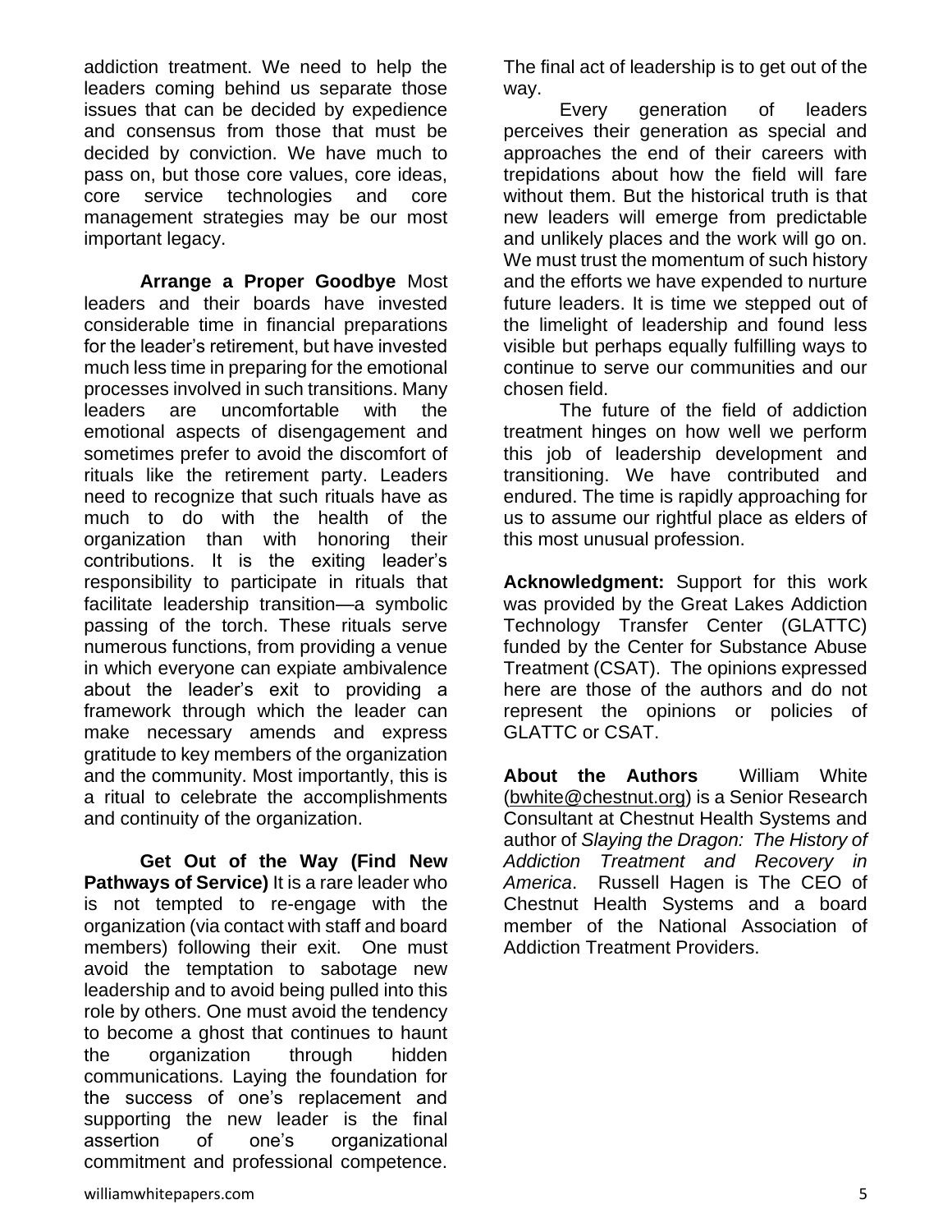addiction treatment. We need to help the leaders coming behind us separate those issues that can be decided by expedience and consensus from those that must be decided by conviction. We have much to pass on, but those core values, core ideas, core service technologies and core management strategies may be our most important legacy.

**Arrange a Proper Goodbye** Most leaders and their boards have invested considerable time in financial preparations for the leader's retirement, but have invested much less time in preparing for the emotional processes involved in such transitions. Many leaders are uncomfortable with the emotional aspects of disengagement and sometimes prefer to avoid the discomfort of rituals like the retirement party. Leaders need to recognize that such rituals have as much to do with the health of the organization than with honoring their contributions. It is the exiting leader's responsibility to participate in rituals that facilitate leadership transition—a symbolic passing of the torch. These rituals serve numerous functions, from providing a venue in which everyone can expiate ambivalence about the leader's exit to providing a framework through which the leader can make necessary amends and express gratitude to key members of the organization and the community. Most importantly, this is a ritual to celebrate the accomplishments and continuity of the organization.

**Get Out of the Way (Find New Pathways of Service)** It is a rare leader who is not tempted to re-engage with the organization (via contact with staff and board members) following their exit. One must avoid the temptation to sabotage new leadership and to avoid being pulled into this role by others. One must avoid the tendency to become a ghost that continues to haunt the organization through hidden communications. Laying the foundation for the success of one's replacement and supporting the new leader is the final assertion of one's organizational commitment and professional competence. The final act of leadership is to get out of the way.

Every generation of leaders perceives their generation as special and approaches the end of their careers with trepidations about how the field will fare without them. But the historical truth is that new leaders will emerge from predictable and unlikely places and the work will go on. We must trust the momentum of such history and the efforts we have expended to nurture future leaders. It is time we stepped out of the limelight of leadership and found less visible but perhaps equally fulfilling ways to continue to serve our communities and our chosen field.

The future of the field of addiction treatment hinges on how well we perform this job of leadership development and transitioning. We have contributed and endured. The time is rapidly approaching for us to assume our rightful place as elders of this most unusual profession.

**Acknowledgment:** Support for this work was provided by the Great Lakes Addiction Technology Transfer Center (GLATTC) funded by the Center for Substance Abuse Treatment (CSAT). The opinions expressed here are those of the authors and do not represent the opinions or policies of GLATTC or CSAT.

**About the Authors** William White (bwhite@chestnut.org) is a Senior Research Consultant at Chestnut Health Systems and author of *Slaying the Dragon: The History of Addiction Treatment and Recovery in America*. Russell Hagen is The CEO of Chestnut Health Systems and a board member of the National Association of Addiction Treatment Providers.